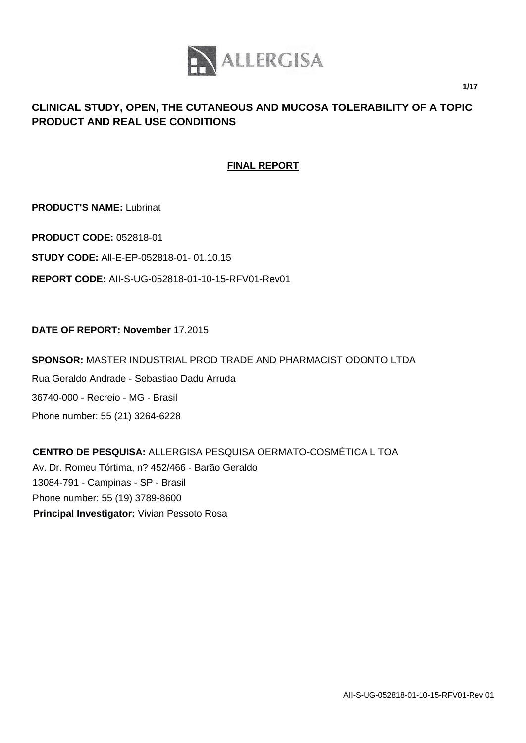# CLINICAL STUDY, OPEN, THE CUTANEOUS AND MUCOSA TOLERABILITY OF A TOPIC PRODUCT AND REAL USE CONDITIONS

## FINAL REPORT

**PRODUCT'S NAME:** Lubrinat

**PRODUCT CODE:** 052818-01

**STUDY CODE:** All-E-EP-052818-01- 01.10.15

**REPORT CODE:** AII-S-UG-052818-01-10-15-RFV01-Rev01

**DATE OF REPORT: November** 17.2015

**SPONSOR:** MASTER INDUSTRIAL PROD TRADE AND PHARMACIST ODONTO LTDA
Rua Geraldo Andrade - Sebastiao Dadu Arruda
36740-000 - Recreio - MG - Brasil
Phone number: 55 (21) 3264-6228

**CENTRO DE PESQUISA:** ALLERGISA PESQUISA OERMATO-COSMÉTICA L TOA
Av. Dr. Romeu Tórtima, n? 452/466 - Barão Geraldo
13084-791 - Campinas - SP - Brasil
Phone number: 55 (19) 3789-8600
**Principal Investigator:** Vivian Pessoto Rosa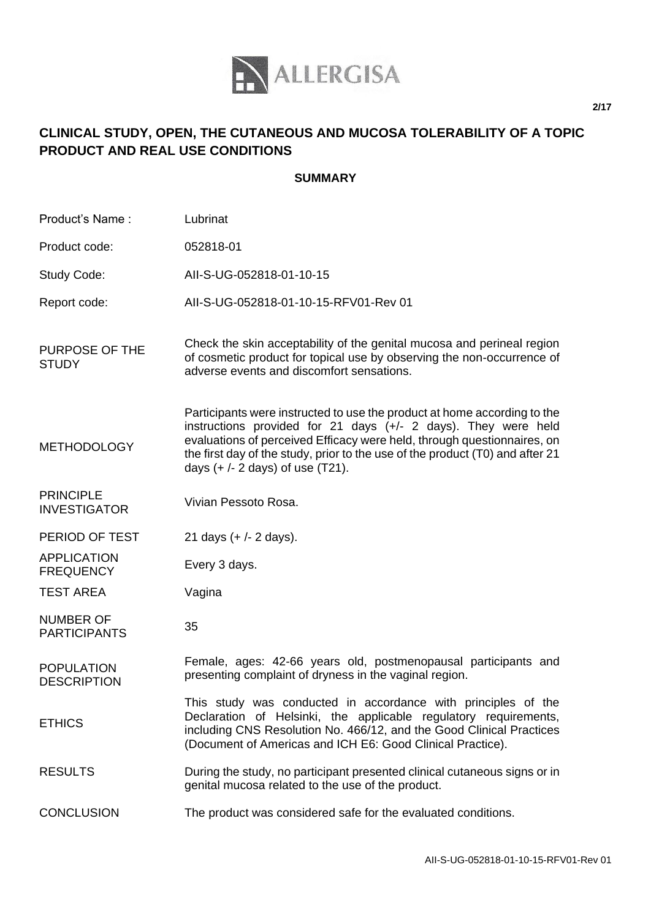# CLINICAL STUDY, OPEN, THE CUTANEOUS AND MUCOSA TOLERABILITY OF A TOPIC PRODUCT AND REAL USE CONDITIONS

## SUMMARY

| | |
|---|---|
| Product's Name : | Lubrinat |
| Product code: | 052818-01 |
| Study Code: | AII-S-UG-052818-01-10-15 |
| Report code: | AII-S-UG-052818-01-10-15-RFV01-Rev 01 |
| PURPOSE OF THE STUDY | Check the skin acceptability of the genital mucosa and perineal region of cosmetic product for topical use by observing the non-occurrence of adverse events and discomfort sensations. |
| METHODOLOGY | Participants were instructed to use the product at home according to the instructions provided for 21 days (+/- 2 days). They were held evaluations of perceived Efficacy were held, through questionnaires, on the first day of the study, prior to the use of the product (T0) and after 21 days (+ /- 2 days) of use (T21). |
| PRINCIPLE INVESTIGATOR | Vivian Pessoto Rosa. |
| PERIOD OF TEST | 21 days (+ /- 2 days). |
| APPLICATION FREQUENCY | Every 3 days. |
| TEST AREA | Vagina |
| NUMBER OF PARTICIPANTS | 35 |
| POPULATION DESCRIPTION | Female, ages: 42-66 years old, postmenopausal participants and presenting complaint of dryness in the vaginal region. |
| ETHICS | This study was conducted in accordance with principles of the Declaration of Helsinki, the applicable regulatory requirements, including CNS Resolution No. 466/12, and the Good Clinical Practices (Document of Americas and ICH E6: Good Clinical Practice). |
| RESULTS | During the study, no participant presented clinical cutaneous signs or in genital mucosa related to the use of the product. |
| CONCLUSION | The product was considered safe for the evaluated conditions. |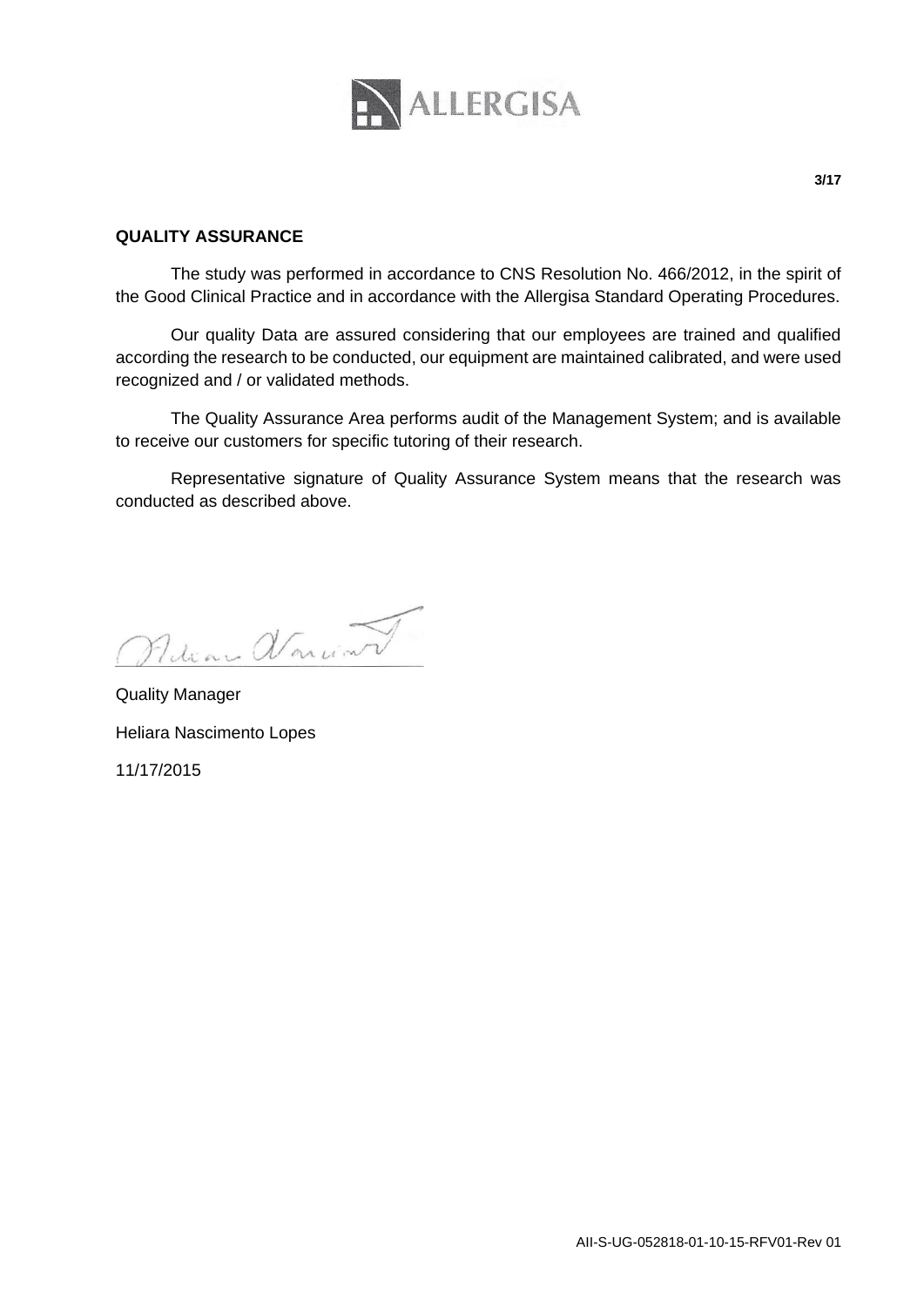## QUALITY ASSURANCE

The study was performed in accordance to CNS Resolution No. 466/2012, in the spirit of the Good Clinical Practice and in accordance with the Allergisa Standard Operating Procedures.

Our quality Data are assured considering that our employees are trained and qualified according the research to be conducted, our equipment are maintained calibrated, and were used recognized and / or validated methods.

The Quality Assurance Area performs audit of the Management System; and is available to receive our customers for specific tutoring of their research.

Representative signature of Quality Assurance System means that the research was conducted as described above.

Quality Manager

Heliara Nascimento Lopes

11/17/2015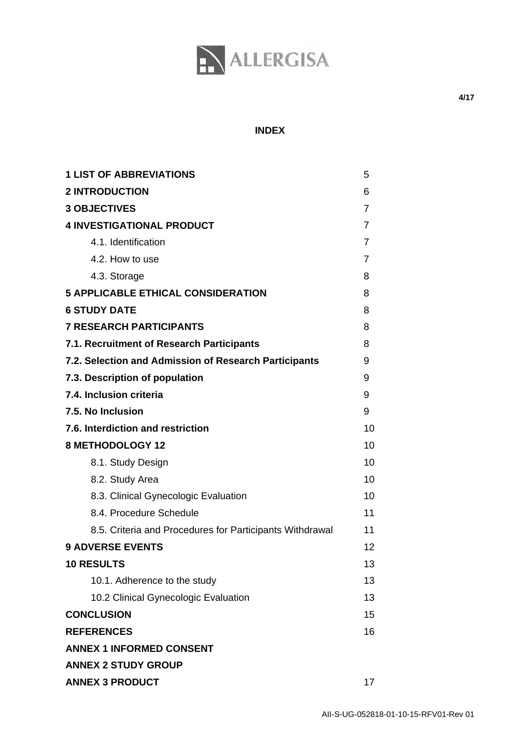# INDEX

| | |
|---|---|
| **1 LIST OF ABBREVIATIONS** | 5 |
| **2 INTRODUCTION** | 6 |
| **3 OBJECTIVES** | 7 |
| **4 INVESTIGATIONAL PRODUCT** | 7 |
| 4.1. Identification | 7 |
| 4.2. How to use | 7 |
| 4.3. Storage | 8 |
| **5 APPLICABLE ETHICAL CONSIDERATION** | 8 |
| **6 STUDY DATE** | 8 |
| **7 RESEARCH PARTICIPANTS** | 8 |
| **7.1. Recruitment of Research Participants** | 8 |
| **7.2. Selection and Admission of Research Participants** | 9 |
| **7.3. Description of population** | 9 |
| **7.4. Inclusion criteria** | 9 |
| **7.5. No Inclusion** | 9 |
| **7.6. Interdiction and restriction** | 10 |
| **8 METHODOLOGY 12** | 10 |
| 8.1. Study Design | 10 |
| 8.2. Study Area | 10 |
| 8.3. Clinical Gynecologic Evaluation | 10 |
| 8.4. Procedure Schedule | 11 |
| 8.5. Criteria and Procedures for Participants Withdrawal | 11 |
| **9 ADVERSE EVENTS** | 12 |
| **10 RESULTS** | 13 |
| 10.1. Adherence to the study | 13 |
| 10.2 Clinical Gynecologic Evaluation | 13 |
| **CONCLUSION** | 15 |
| **REFERENCES** | 16 |
| **ANNEX 1 INFORMED CONSENT** | |
| **ANNEX 2 STUDY GROUP** | |
| **ANNEX 3 PRODUCT** | 17 |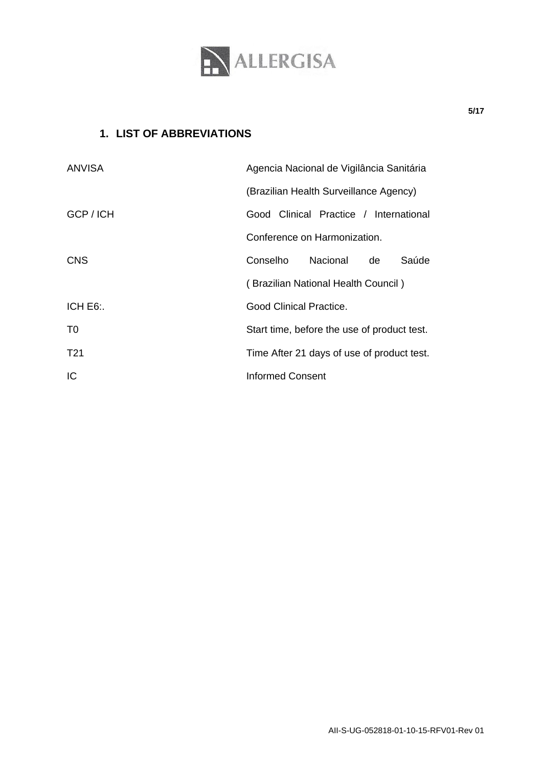## 1. LIST OF ABBREVIATIONS

| | |
|---|---|
| ANVISA | Agencia Nacional de Vigilância Sanitária (Brazilian Health Surveillance Agency) |
| GCP / ICH | Good Clinical Practice / International Conference on Harmonization. |
| CNS | Conselho Nacional de Saúde ( Brazilian National Health Council ) |
| ICH E6:. | Good Clinical Practice. |
| T0 | Start time, before the use of product test. |
| T21 | Time After 21 days of use of product test. |
| IC | Informed Consent |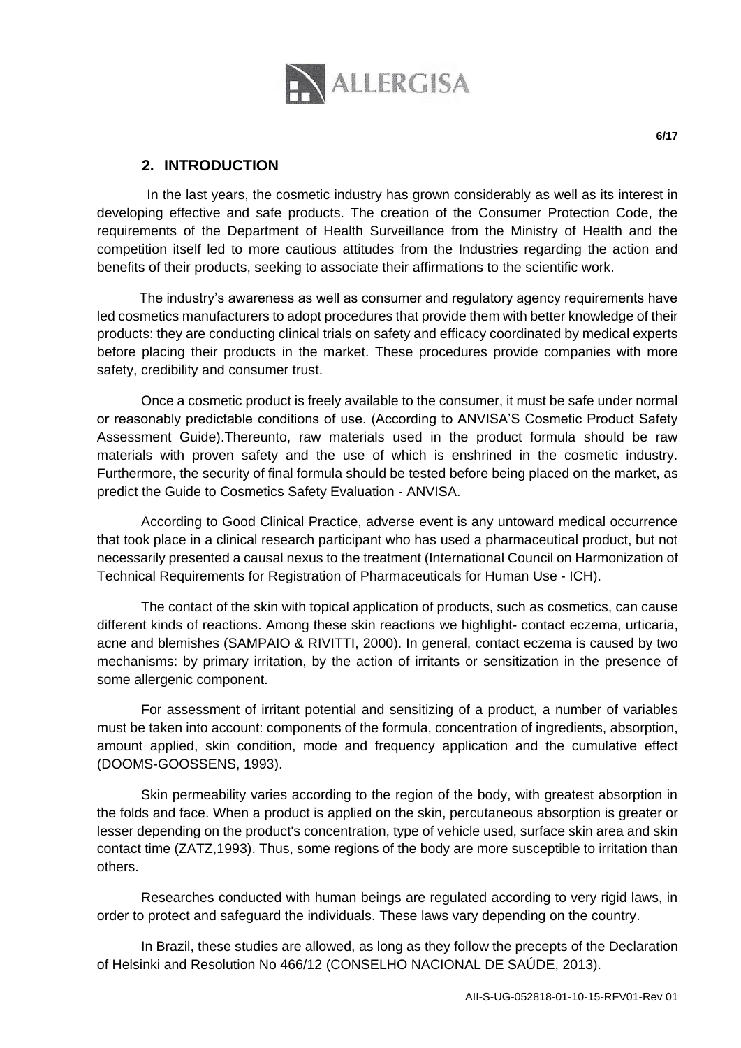## 2. INTRODUCTION

In the last years, the cosmetic industry has grown considerably as well as its interest in developing effective and safe products. The creation of the Consumer Protection Code, the requirements of the Department of Health Surveillance from the Ministry of Health and the competition itself led to more cautious attitudes from the Industries regarding the action and benefits of their products, seeking to associate their affirmations to the scientific work.

The industry's awareness as well as consumer and regulatory agency requirements have led cosmetics manufacturers to adopt procedures that provide them with better knowledge of their products: they are conducting clinical trials on safety and efficacy coordinated by medical experts before placing their products in the market. These procedures provide companies with more safety, credibility and consumer trust.

Once a cosmetic product is freely available to the consumer, it must be safe under normal or reasonably predictable conditions of use. (According to ANVISA'S Cosmetic Product Safety Assessment Guide).Thereunto, raw materials used in the product formula should be raw materials with proven safety and the use of which is enshrined in the cosmetic industry. Furthermore, the security of final formula should be tested before being placed on the market, as predict the Guide to Cosmetics Safety Evaluation - ANVISA.

According to Good Clinical Practice, adverse event is any untoward medical occurrence that took place in a clinical research participant who has used a pharmaceutical product, but not necessarily presented a causal nexus to the treatment (International Council on Harmonization of Technical Requirements for Registration of Pharmaceuticals for Human Use - ICH).

The contact of the skin with topical application of products, such as cosmetics, can cause different kinds of reactions. Among these skin reactions we highlight- contact eczema, urticaria, acne and blemishes (SAMPAIO & RIVITTI, 2000). In general, contact eczema is caused by two mechanisms: by primary irritation, by the action of irritants or sensitization in the presence of some allergenic component.

For assessment of irritant potential and sensitizing of a product, a number of variables must be taken into account: components of the formula, concentration of ingredients, absorption, amount applied, skin condition, mode and frequency application and the cumulative effect (DOOMS-GOOSSENS, 1993).

Skin permeability varies according to the region of the body, with greatest absorption in the folds and face. When a product is applied on the skin, percutaneous absorption is greater or lesser depending on the product's concentration, type of vehicle used, surface skin area and skin contact time (ZATZ,1993). Thus, some regions of the body are more susceptible to irritation than others.

Researches conducted with human beings are regulated according to very rigid laws, in order to protect and safeguard the individuals. These laws vary depending on the country.

In Brazil, these studies are allowed, as long as they follow the precepts of the Declaration of Helsinki and Resolution No 466/12 (CONSELHO NACIONAL DE SAÚDE, 2013).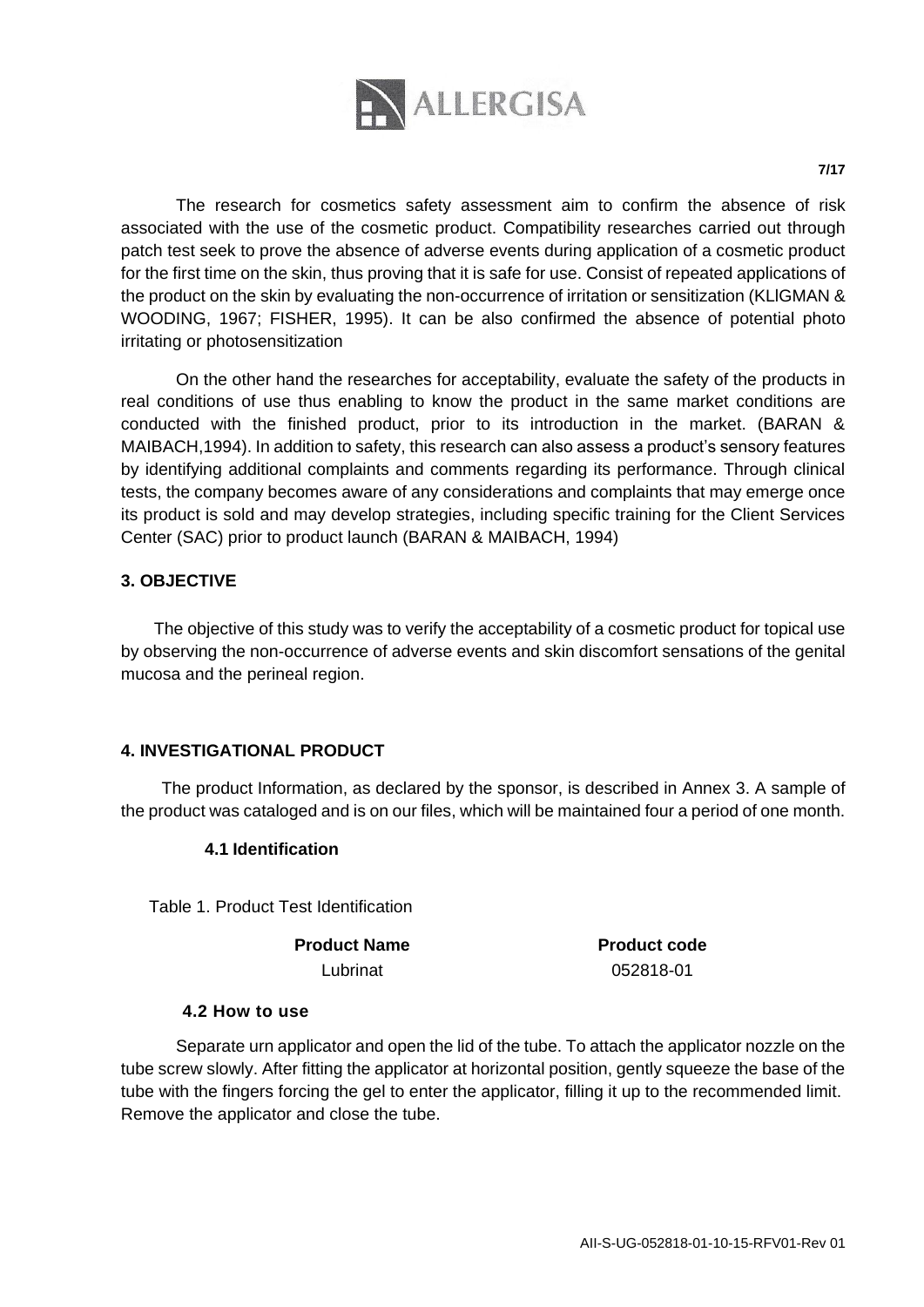The research for cosmetics safety assessment aim to confirm the absence of risk associated with the use of the cosmetic product. Compatibility researches carried out through patch test seek to prove the absence of adverse events during application of a cosmetic product for the first time on the skin, thus proving that it is safe for use. Consist of repeated applications of the product on the skin by evaluating the non-occurrence of irritation or sensitization (KLIGMAN & WOODING, 1967; FISHER, 1995). It can be also confirmed the absence of potential photo irritating or photosensitization

On the other hand the researches for acceptability, evaluate the safety of the products in real conditions of use thus enabling to know the product in the same market conditions are conducted with the finished product, prior to its introduction in the market. (BARAN & MAIBACH,1994). In addition to safety, this research can also assess a product's sensory features by identifying additional complaints and comments regarding its performance. Through clinical tests, the company becomes aware of any considerations and complaints that may emerge once its product is sold and may develop strategies, including specific training for the Client Services Center (SAC) prior to product launch (BARAN & MAIBACH, 1994)

## 3. OBJECTIVE

The objective of this study was to verify the acceptability of a cosmetic product for topical use by observing the non-occurrence of adverse events and skin discomfort sensations of the genital mucosa and the perineal region.

## 4. INVESTIGATIONAL PRODUCT

The product Information, as declared by the sponsor, is described in Annex 3. A sample of the product was cataloged and is on our files, which will be maintained four a period of one month.

### 4.1 Identification

Table 1. Product Test Identification

| Product Name | Product code |
|---|---|
| Lubrinat | 052818-01 |

### 4.2 How to use

Separate urn applicator and open the lid of the tube. To attach the applicator nozzle on the tube screw slowly. After fitting the applicator at horizontal position, gently squeeze the base of the tube with the fingers forcing the gel to enter the applicator, filling it up to the recommended limit. Remove the applicator and close the tube.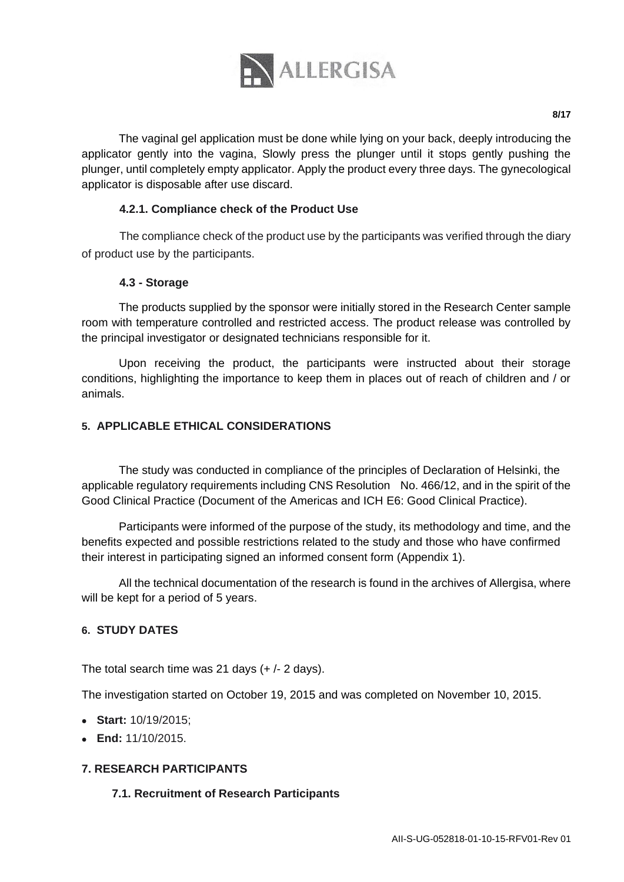The vaginal gel application must be done while lying on your back, deeply introducing the applicator gently into the vagina, Slowly press the plunger until it stops gently pushing the plunger, until completely empty applicator. Apply the product every three days. The gynecological applicator is disposable after use discard.

### 4.2.1. Compliance check of the Product Use

The compliance check of the product use by the participants was verified through the diary of product use by the participants.

### 4.3 - Storage

The products supplied by the sponsor were initially stored in the Research Center sample room with temperature controlled and restricted access. The product release was controlled by the principal investigator or designated technicians responsible for it.

Upon receiving the product, the participants were instructed about their storage conditions, highlighting the importance to keep them in places out of reach of children and / or animals.

## 5. APPLICABLE ETHICAL CONSIDERATIONS

The study was conducted in compliance of the principles of Declaration of Helsinki, the applicable regulatory requirements including CNS Resolution No. 466/12, and in the spirit of the Good Clinical Practice (Document of the Americas and ICH E6: Good Clinical Practice).

Participants were informed of the purpose of the study, its methodology and time, and the benefits expected and possible restrictions related to the study and those who have confirmed their interest in participating signed an informed consent form (Appendix 1).

All the technical documentation of the research is found in the archives of Allergisa, where will be kept for a period of 5 years.

## 6. STUDY DATES

The total search time was 21 days (+ /- 2 days).

The investigation started on October 19, 2015 and was completed on November 10, 2015.

- **Start:** 10/19/2015;
- **End:** 11/10/2015.

## 7. RESEARCH PARTICIPANTS

### 7.1. Recruitment of Research Participants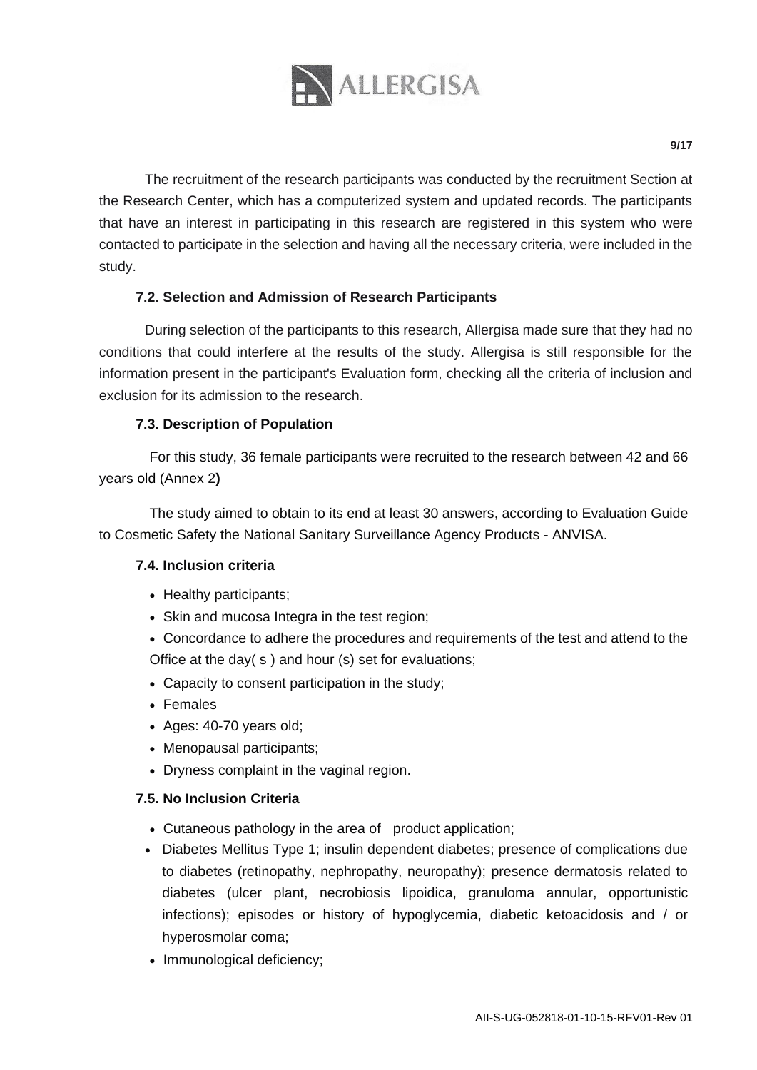The recruitment of the research participants was conducted by the recruitment Section at the Research Center, which has a computerized system and updated records. The participants that have an interest in participating in this research are registered in this system who were contacted to participate in the selection and having all the necessary criteria, were included in the study.

### 7.2. Selection and Admission of Research Participants

During selection of the participants to this research, Allergisa made sure that they had no conditions that could interfere at the results of the study. Allergisa is still responsible for the information present in the participant's Evaluation form, checking all the criteria of inclusion and exclusion for its admission to the research.

### 7.3. Description of Population

For this study, 36 female participants were recruited to the research between 42 and 66 years old (Annex 2**)**

The study aimed to obtain to its end at least 30 answers, according to Evaluation Guide to Cosmetic Safety the National Sanitary Surveillance Agency Products - ANVISA.

### 7.4. Inclusion criteria

- Healthy participants;
- Skin and mucosa Integra in the test region;
- Concordance to adhere the procedures and requirements of the test and attend to the Office at the day( s ) and hour (s) set for evaluations;
- Capacity to consent participation in the study;
- Females
- Ages: 40-70 years old;
- Menopausal participants;
- Dryness complaint in the vaginal region.

### 7.5. No Inclusion Criteria

- Cutaneous pathology in the area of product application;
- Diabetes Mellitus Type 1; insulin dependent diabetes; presence of complications due to diabetes (retinopathy, nephropathy, neuropathy); presence dermatosis related to diabetes (ulcer plant, necrobiosis lipoidica, granuloma annular, opportunistic infections); episodes or history of hypoglycemia, diabetic ketoacidosis and / or hyperosmolar coma;
- Immunological deficiency;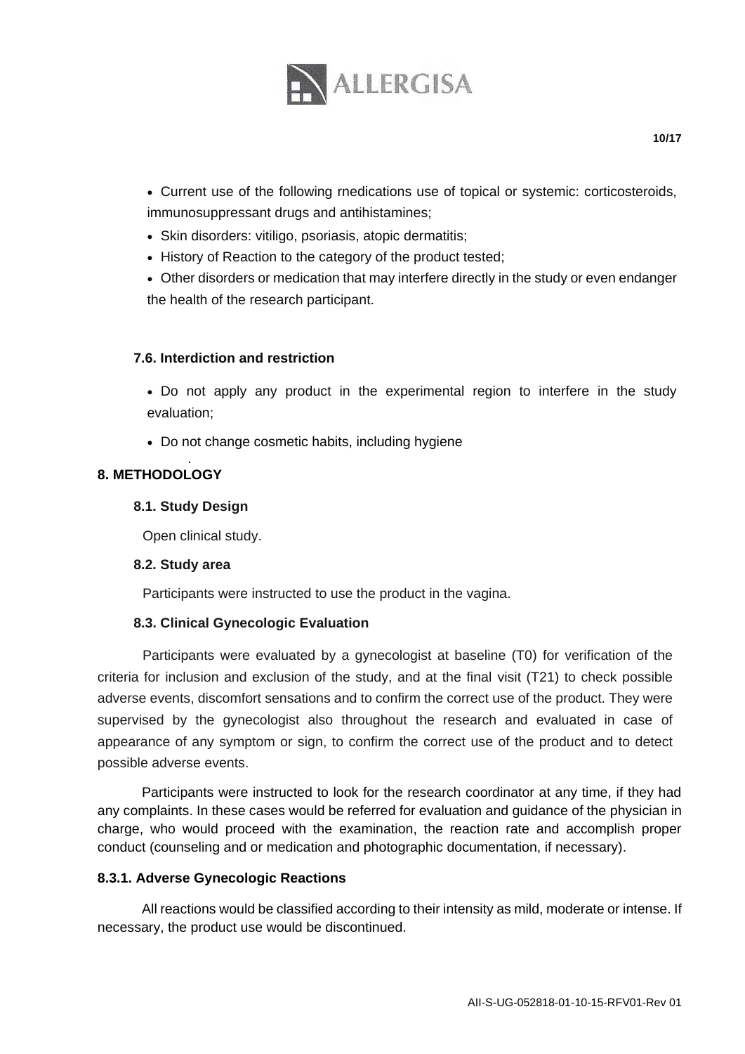- Current use of the following rnedications use of topical or systemic: corticosteroids, immunosuppressant drugs and antihistamines;
- Skin disorders: vitiligo, psoriasis, atopic dermatitis;
- History of Reaction to the category of the product tested;
- Other disorders or medication that may interfere directly in the study or even endanger the health of the research participant.

### 7.6. Interdiction and restriction

- Do not apply any product in the experimental region to interfere in the study evaluation;
- Do not change cosmetic habits, including hygiene

## 8. METHODOLOGY

### 8.1. Study Design

Open clinical study.

### 8.2. Study area

Participants were instructed to use the product in the vagina.

### 8.3. Clinical Gynecologic Evaluation

Participants were evaluated by a gynecologist at baseline (T0) for verification of the criteria for inclusion and exclusion of the study, and at the final visit (T21) to check possible adverse events, discomfort sensations and to confirm the correct use of the product. They were supervised by the gynecologist also throughout the research and evaluated in case of appearance of any symptom or sign, to confirm the correct use of the product and to detect possible adverse events.

Participants were instructed to look for the research coordinator at any time, if they had any complaints. In these cases would be referred for evaluation and guidance of the physician in charge, who would proceed with the examination, the reaction rate and accomplish proper conduct (counseling and or medication and photographic documentation, if necessary).

#### 8.3.1. Adverse Gynecologic Reactions

All reactions would be classified according to their intensity as mild, moderate or intense. If necessary, the product use would be discontinued.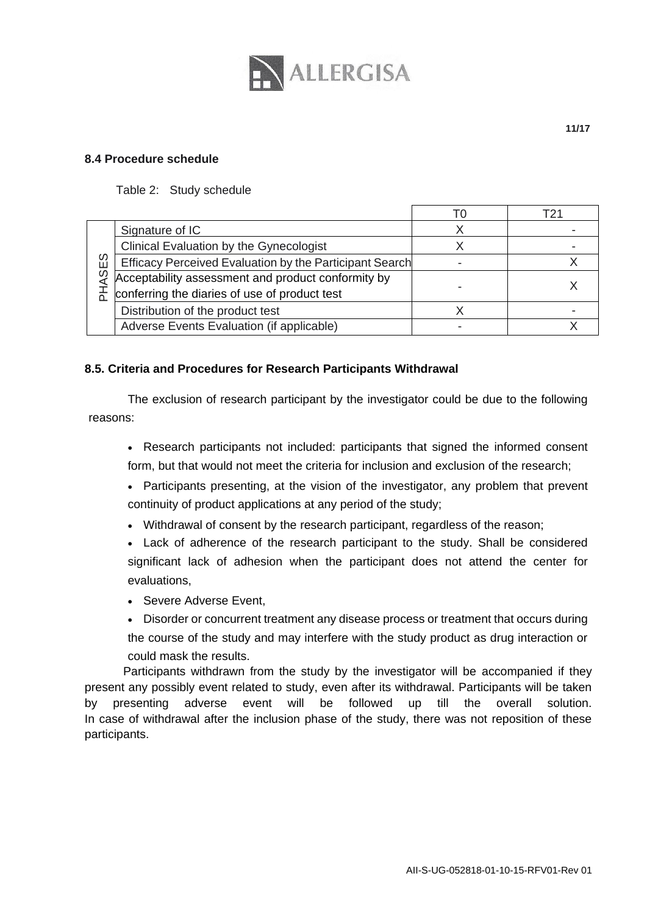## 8.4 Procedure schedule

Table 2: Study schedule

| | | T0 | T21 |
|---|---|---|---|
| PHASES | Signature of IC | X | - |
| | Clinical Evaluation by the Gynecologist | X | - |
| | Efficacy Perceived Evaluation by the Participant Search | - | X |
| | Acceptability assessment and product conformity by conferring the diaries of use of product test | - | X |
| | Distribution of the product test | X | - |
| | Adverse Events Evaluation (if applicable) | - | X |

## 8.5. Criteria and Procedures for Research Participants Withdrawal

The exclusion of research participant by the investigator could be due to the following reasons:

- Research participants not included: participants that signed the informed consent form, but that would not meet the criteria for inclusion and exclusion of the research;
- Participants presenting, at the vision of the investigator, any problem that prevent continuity of product applications at any period of the study;
- Withdrawal of consent by the research participant, regardless of the reason;
- Lack of adherence of the research participant to the study. Shall be considered significant lack of adhesion when the participant does not attend the center for evaluations,
- Severe Adverse Event,
- Disorder or concurrent treatment any disease process or treatment that occurs during the course of the study and may interfere with the study product as drug interaction or could mask the results.

Participants withdrawn from the study by the investigator will be accompanied if they present any possibly event related to study, even after its withdrawal. Participants will be taken by presenting adverse event will be followed up till the overall solution. In case of withdrawal after the inclusion phase of the study, there was not reposition of these participants.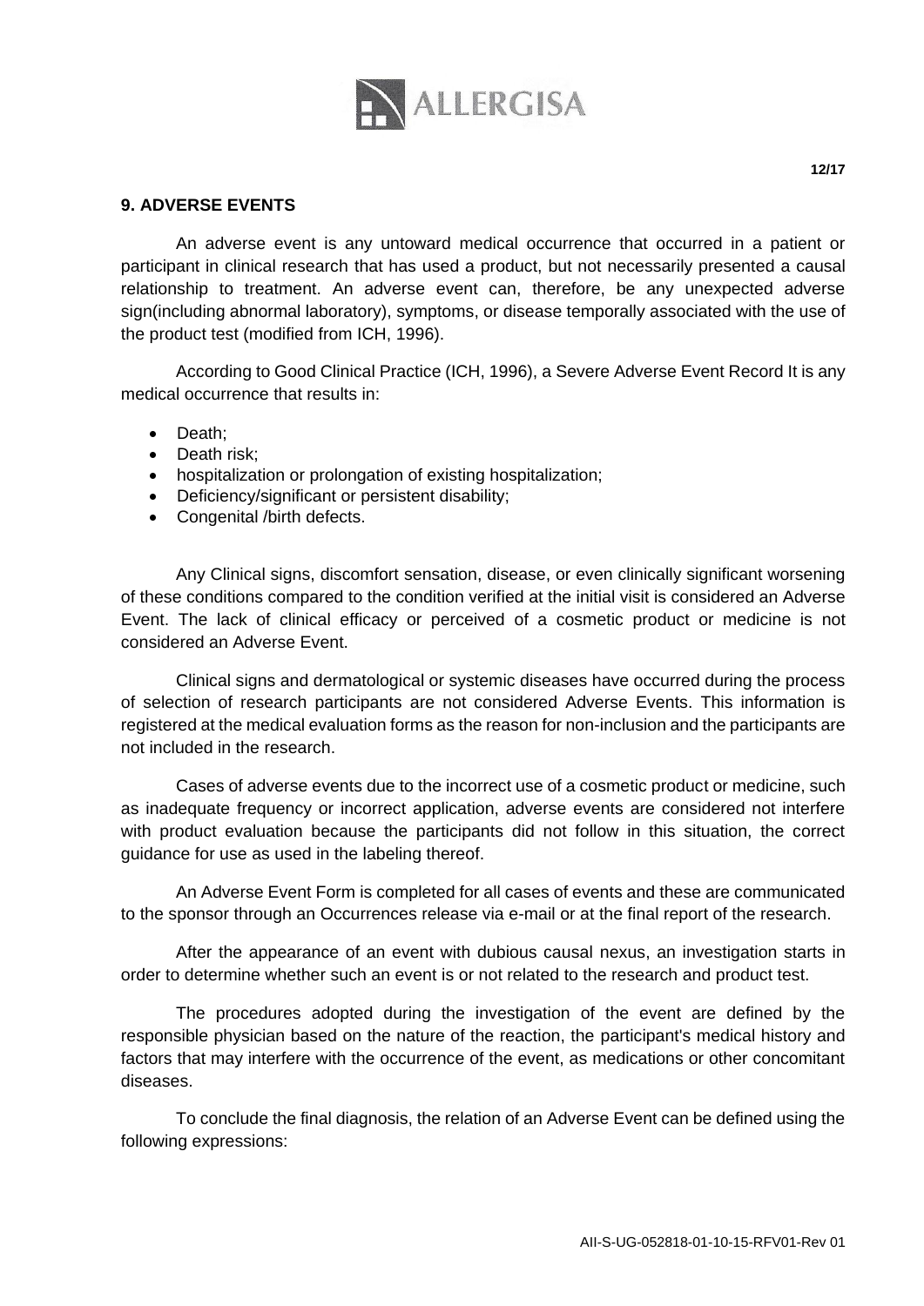## 9. ADVERSE EVENTS

An adverse event is any untoward medical occurrence that occurred in a patient or participant in clinical research that has used a product, but not necessarily presented a causal relationship to treatment. An adverse event can, therefore, be any unexpected adverse sign(including abnormal laboratory), symptoms, or disease temporally associated with the use of the product test (modified from ICH, 1996).

According to Good Clinical Practice (ICH, 1996), a Severe Adverse Event Record It is any medical occurrence that results in:

- Death;
- Death risk;
- hospitalization or prolongation of existing hospitalization;
- Deficiency/significant or persistent disability;
- Congenital /birth defects.

Any Clinical signs, discomfort sensation, disease, or even clinically significant worsening of these conditions compared to the condition verified at the initial visit is considered an Adverse Event. The lack of clinical efficacy or perceived of a cosmetic product or medicine is not considered an Adverse Event.

Clinical signs and dermatological or systemic diseases have occurred during the process of selection of research participants are not considered Adverse Events. This information is registered at the medical evaluation forms as the reason for non-inclusion and the participants are not included in the research.

Cases of adverse events due to the incorrect use of a cosmetic product or medicine, such as inadequate frequency or incorrect application, adverse events are considered not interfere with product evaluation because the participants did not follow in this situation, the correct guidance for use as used in the labeling thereof.

An Adverse Event Form is completed for all cases of events and these are communicated to the sponsor through an Occurrences release via e-mail or at the final report of the research.

After the appearance of an event with dubious causal nexus, an investigation starts in order to determine whether such an event is or not related to the research and product test.

The procedures adopted during the investigation of the event are defined by the responsible physician based on the nature of the reaction, the participant's medical history and factors that may interfere with the occurrence of the event, as medications or other concomitant diseases.

To conclude the final diagnosis, the relation of an Adverse Event can be defined using the following expressions: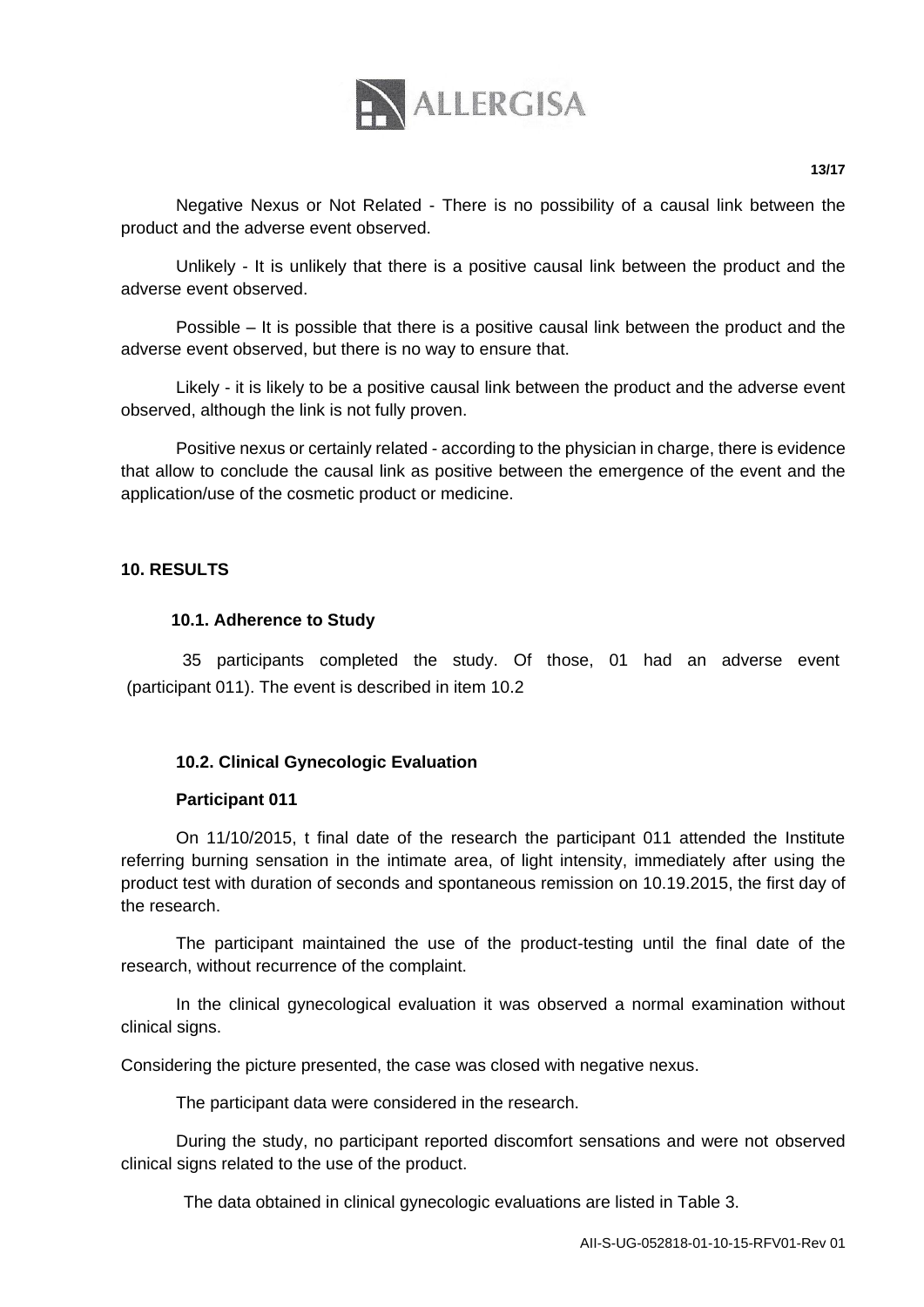Negative Nexus or Not Related - There is no possibility of a causal link between the product and the adverse event observed.

Unlikely - It is unlikely that there is a positive causal link between the product and the adverse event observed.

Possible – It is possible that there is a positive causal link between the product and the adverse event observed, but there is no way to ensure that.

Likely - it is likely to be a positive causal link between the product and the adverse event observed, although the link is not fully proven.

Positive nexus or certainly related - according to the physician in charge, there is evidence that allow to conclude the causal link as positive between the emergence of the event and the application/use of the cosmetic product or medicine.

## 10. RESULTS

### 10.1. Adherence to Study

35 participants completed the study. Of those, 01 had an adverse event (participant 011). The event is described in item 10.2

### 10.2. Clinical Gynecologic Evaluation

**Participant 011**

On 11/10/2015, t final date of the research the participant 011 attended the Institute referring burning sensation in the intimate area, of light intensity, immediately after using the product test with duration of seconds and spontaneous remission on 10.19.2015, the first day of the research.

The participant maintained the use of the product-testing until the final date of the research, without recurrence of the complaint.

In the clinical gynecological evaluation it was observed a normal examination without clinical signs.

Considering the picture presented, the case was closed with negative nexus.

The participant data were considered in the research.

During the study, no participant reported discomfort sensations and were not observed clinical signs related to the use of the product.

The data obtained in clinical gynecologic evaluations are listed in Table 3.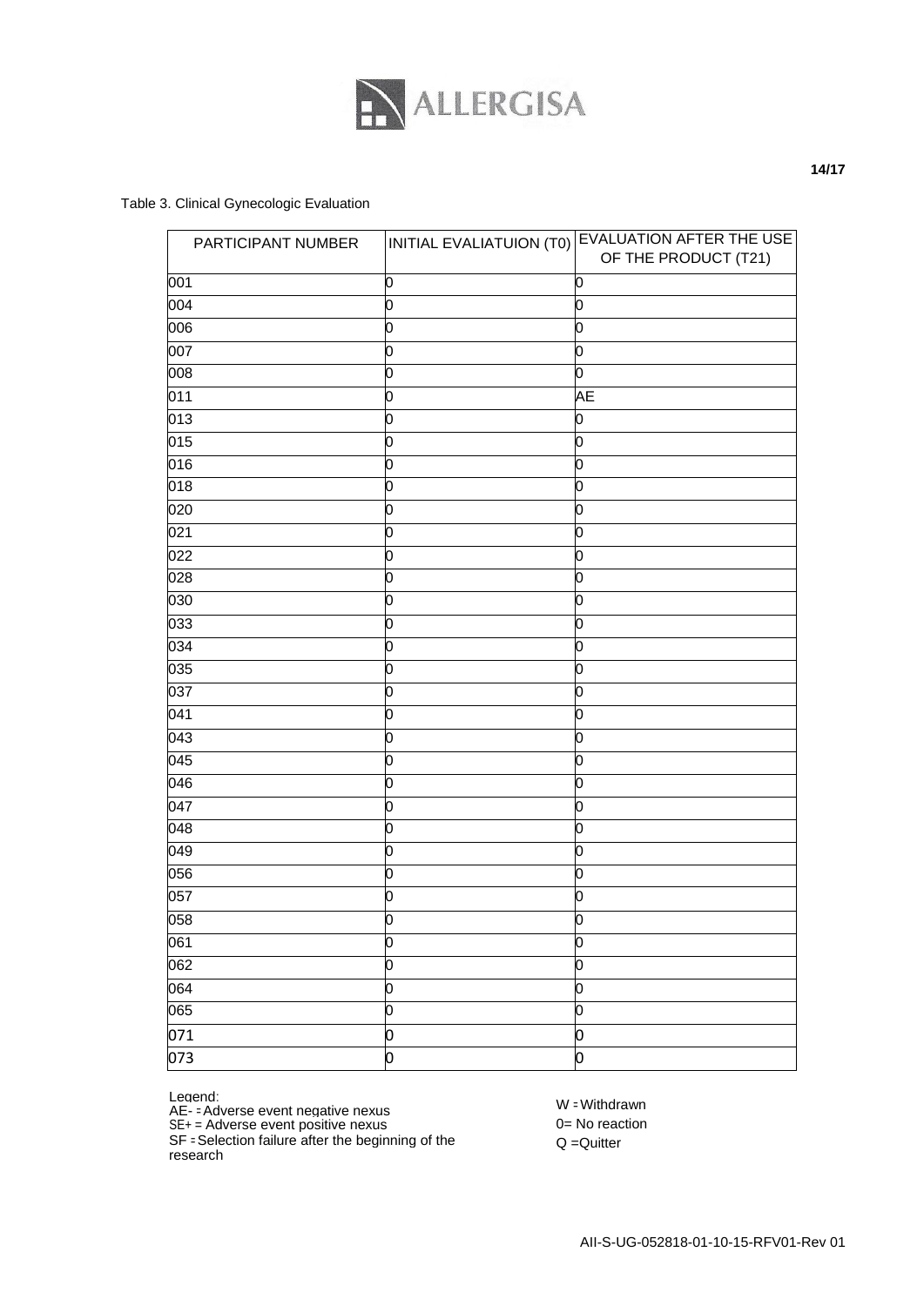Table 3. Clinical Gynecologic Evaluation

| PARTICIPANT NUMBER | INITIAL EVALIATUION (T0) | EVALUATION AFTER THE USE OF THE PRODUCT (T21) |
|---|---|---|
| 001 | 0 | 0 |
| 004 | 0 | 0 |
| 006 | 0 | 0 |
| 007 | 0 | 0 |
| 008 | 0 | 0 |
| 011 | 0 | AE |
| 013 | 0 | 0 |
| 015 | 0 | 0 |
| 016 | 0 | 0 |
| 018 | 0 | 0 |
| 020 | 0 | 0 |
| 021 | 0 | 0 |
| 022 | 0 | 0 |
| 028 | 0 | 0 |
| 030 | 0 | 0 |
| 033 | 0 | 0 |
| 034 | 0 | 0 |
| 035 | 0 | 0 |
| 037 | 0 | 0 |
| 041 | 0 | 0 |
| 043 | 0 | 0 |
| 045 | 0 | 0 |
| 046 | 0 | 0 |
| 047 | 0 | 0 |
| 048 | 0 | 0 |
| 049 | 0 | 0 |
| 056 | 0 | 0 |
| 057 | 0 | 0 |
| 058 | 0 | 0 |
| 061 | 0 | 0 |
| 062 | 0 | 0 |
| 064 | 0 | 0 |
| 065 | 0 | 0 |
| 071 | 0 | 0 |
| 073 | 0 | 0 |

Legend:
AE- = Adverse event negative nexus
SE+ = Adverse event positive nexus
SF = Selection failure after the beginning of the research
W = Withdrawn
0= No reaction
Q =Quitter

AII-S-UG-052818-01-10-15-RFV01-Rev 01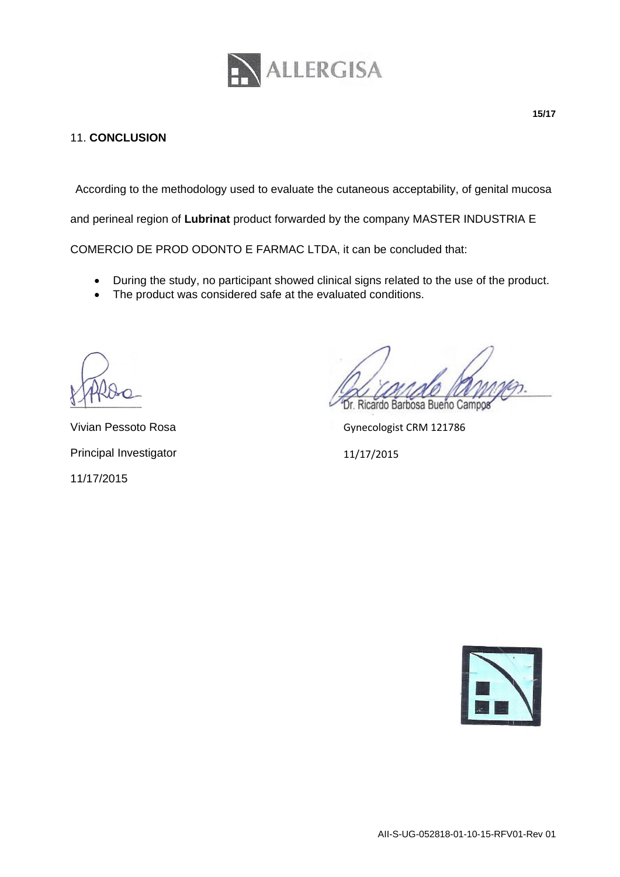## 11. **CONCLUSION**

According to the methodology used to evaluate the cutaneous acceptability, of genital mucosa and perineal region of **Lubrinat** product forwarded by the company MASTER INDUSTRIA E COMERCIO DE PROD ODONTO E FARMAC LTDA, it can be concluded that:

- During the study, no participant showed clinical signs related to the use of the product.
- The product was considered safe at the evaluated conditions.

Vivian Pessoto Rosa

Principal Investigator

11/17/2015

Dr. Ricardo Barbosa Bueno Campos

Gynecologist CRM 121786

11/17/2015

AII-S-UG-052818-01-10-15-RFV01-Rev 01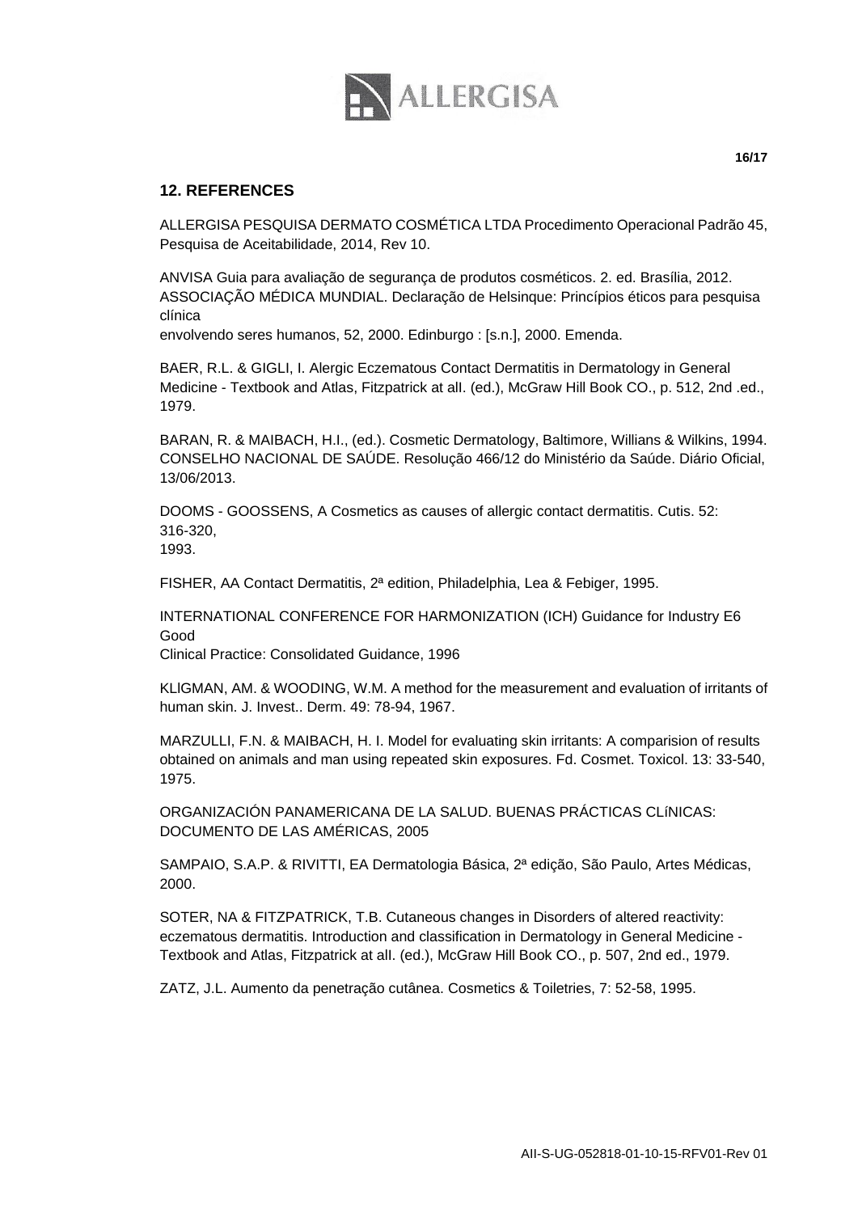## 12. REFERENCES

ALLERGISA PESQUISA DERMATO COSMÉTICA LTDA Procedimento Operacional Padrão 45, Pesquisa de Aceitabilidade, 2014, Rev 10.

ANVISA Guia para avaliação de segurança de produtos cosméticos. 2. ed. Brasília, 2012. ASSOCIAÇÃO MÉDICA MUNDIAL. Declaração de Helsinque: Princípios éticos para pesquisa clínica
envolvendo seres humanos, 52, 2000. Edinburgo : [s.n.], 2000. Emenda.

BAER, R.L. & GIGLI, I. Alergic Eczematous Contact Dermatitis in Dermatology in General Medicine - Textbook and Atlas, Fitzpatrick at alI. (ed.), McGraw Hill Book CO., p. 512, 2nd .ed., 1979.

BARAN, R. & MAIBACH, H.I., (ed.). Cosmetic Dermatology, Baltimore, Willians & Wilkins, 1994. CONSELHO NACIONAL DE SAÚDE. Resolução 466/12 do Ministério da Saúde. Diário Oficial, 13/06/2013.

DOOMS - GOOSSENS, A Cosmetics as causes of allergic contact dermatitis. Cutis. 52: 316-320,
1993.

FISHER, AA Contact Dermatitis, 2ª edition, Philadelphia, Lea & Febiger, 1995.

INTERNATIONAL CONFERENCE FOR HARMONIZATION (ICH) Guidance for Industry E6 Good
Clinical Practice: Consolidated Guidance, 1996

KLlGMAN, AM. & WOODING, W.M. A method for the measurement and evaluation of irritants of human skin. J. Invest.. Derm. 49: 78-94, 1967.

MARZULLI, F.N. & MAIBACH, H. I. Model for evaluating skin irritants: A comparision of results obtained on animals and man using repeated skin exposures. Fd. Cosmet. Toxicol. 13: 33-540, 1975.

ORGANIZACIÓN PANAMERICANA DE LA SALUD. BUENAS PRÁCTICAS CLíNICAS: DOCUMENTO DE LAS AMÉRICAS, 2005

SAMPAIO, S.A.P. & RIVITTI, EA Dermatologia Básica, 2ª edição, São Paulo, Artes Médicas, 2000.

SOTER, NA & FITZPATRICK, T.B. Cutaneous changes in Disorders of altered reactivity: eczematous dermatitis. Introduction and classification in Dermatology in General Medicine - Textbook and Atlas, Fitzpatrick at alI. (ed.), McGraw Hill Book CO., p. 507, 2nd ed., 1979.

ZATZ, J.L. Aumento da penetração cutânea. Cosmetics & Toiletries, 7: 52-58, 1995.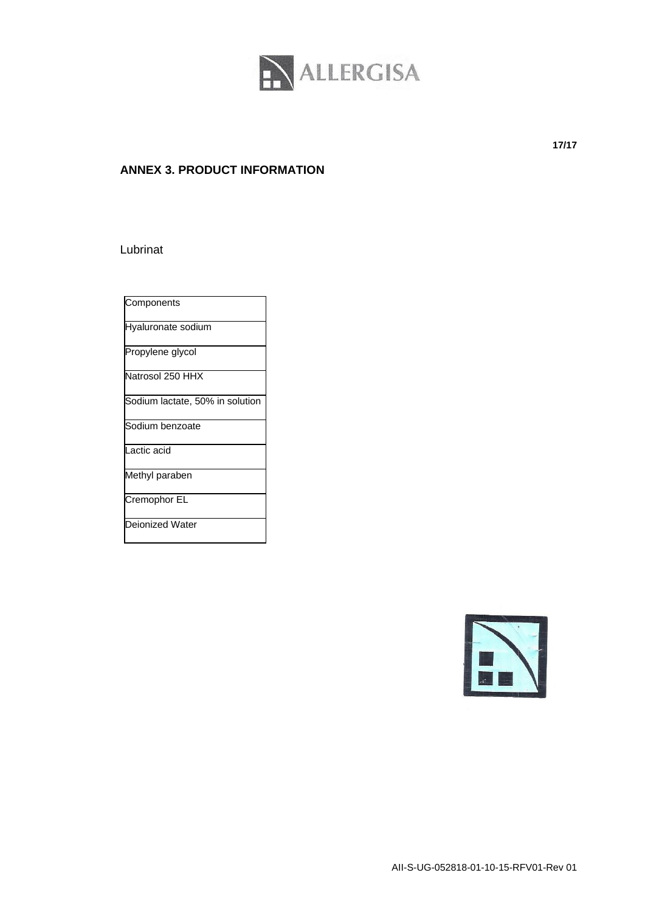## ANNEX 3. PRODUCT INFORMATION

Lubrinat

| Components |
|---|
| Hyaluronate sodium |
| Propylene glycol |
| Natrosol 250 HHX |
| Sodium lactate, 50% in solution |
| Sodium benzoate |
| Lactic acid |
| Methyl paraben |
| Cremophor EL |
| Deionized Water |